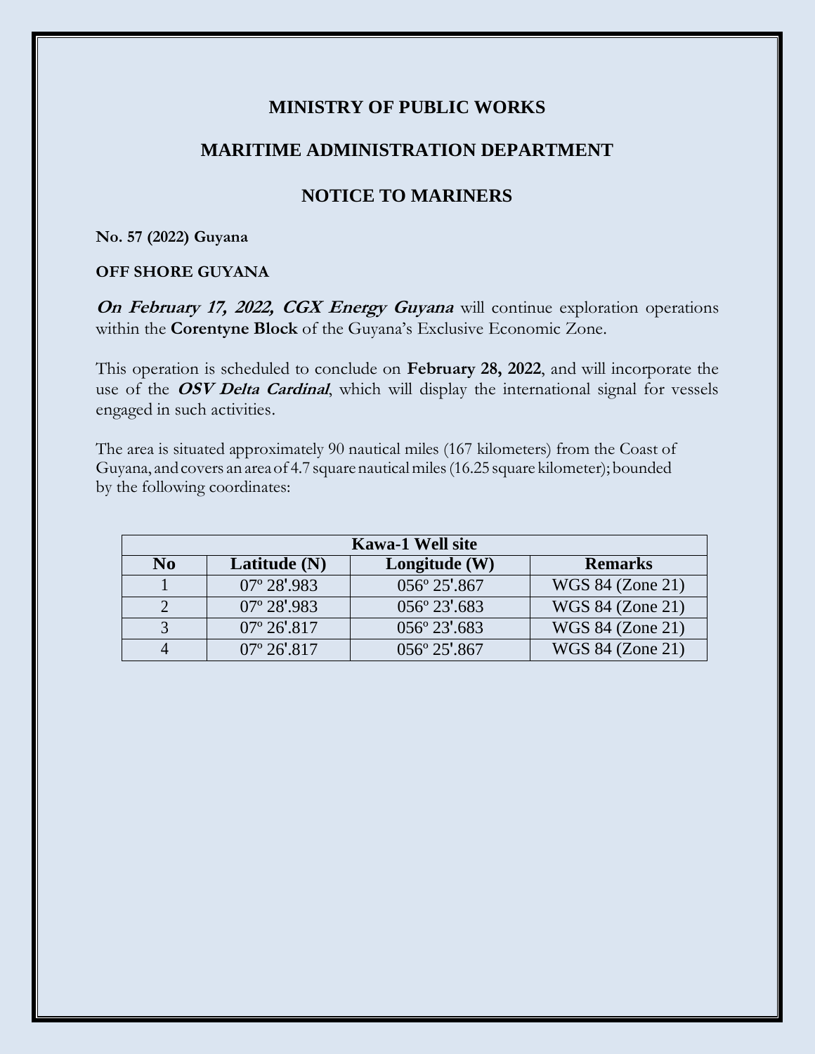# MINISTRY OF PUBLIC WORKS

## MARITIME ADMINISTRATION DEPARTMENT

## NOTICE TO MARINERS

**No. 57 (2022) Guyana**

**OFF SHORE GUYANA**

***On February 17, 2022, CGX Energy Guyana*** will continue exploration operations within the **Corentyne Block** of the Guyana's Exclusive Economic Zone.

This operation is scheduled to conclude on **February 28, 2022**, and will incorporate the use of the ***OSV Delta Cardinal***, which will display the international signal for vessels engaged in such activities.

The area is situated approximately 90 nautical miles (167 kilometers) from the Coast of Guyana, and covers an area of 4.7 square nautical miles (16.25 square kilometer); bounded by the following coordinates:

| Kawa-1 Well site | | | |
|---|---|---|---|
| **No** | **Latitude (N)** | **Longitude (W)** | **Remarks** |
| 1 | 07º 28'.983 | 056º 25'.867 | WGS 84 (Zone 21) |
| 2 | 07º 28'.983 | 056º 23'.683 | WGS 84 (Zone 21) |
| 3 | 07º 26'.817 | 056º 23'.683 | WGS 84 (Zone 21) |
| 4 | 07º 26'.817 | 056º 25'.867 | WGS 84 (Zone 21) |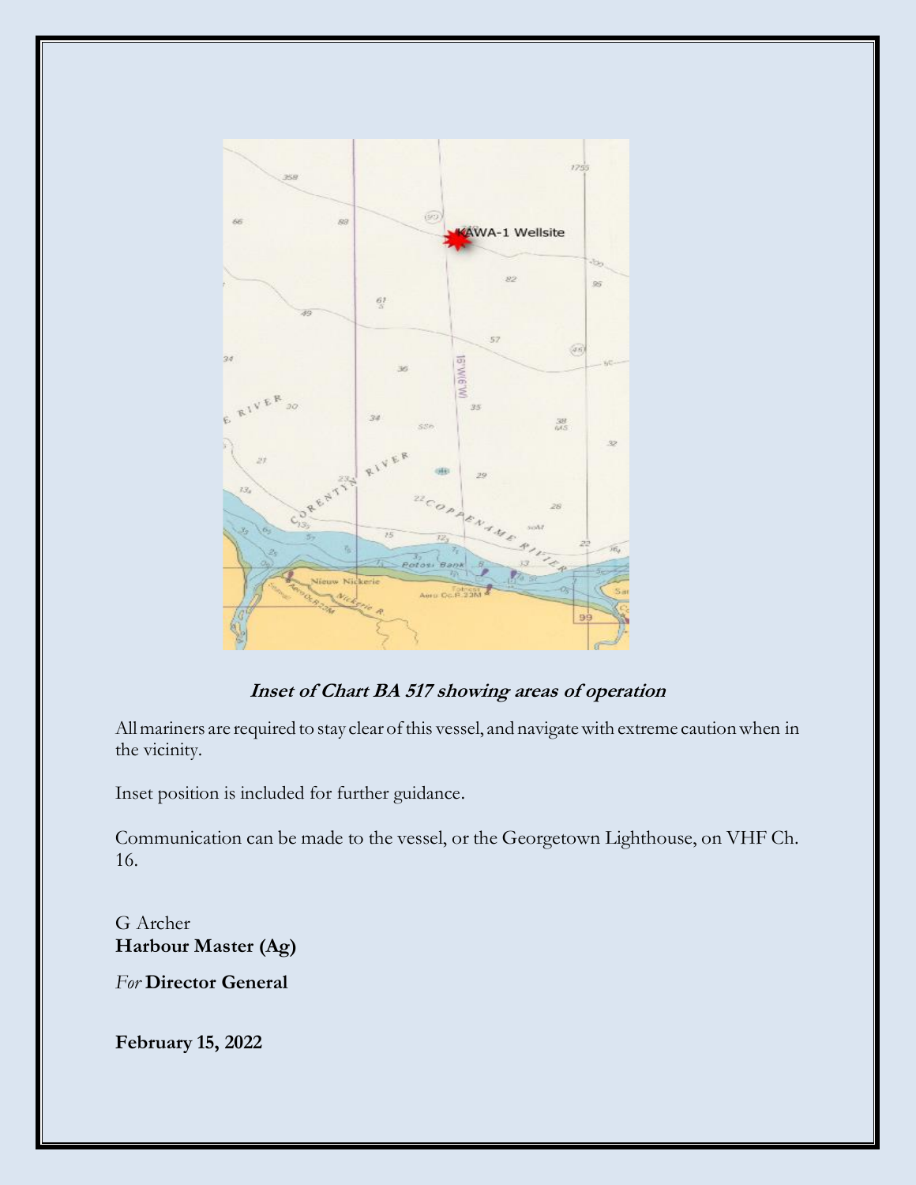*Inset of Chart BA 517 showing areas of operation*

All mariners are required to stay clear of this vessel, and navigate with extreme caution when in the vicinity.

Inset position is included for further guidance.

Communication can be made to the vessel, or the Georgetown Lighthouse, on VHF Ch. 16.

G Archer
**Harbour Master (Ag)**

*For* **Director General**

**February 15, 2022**